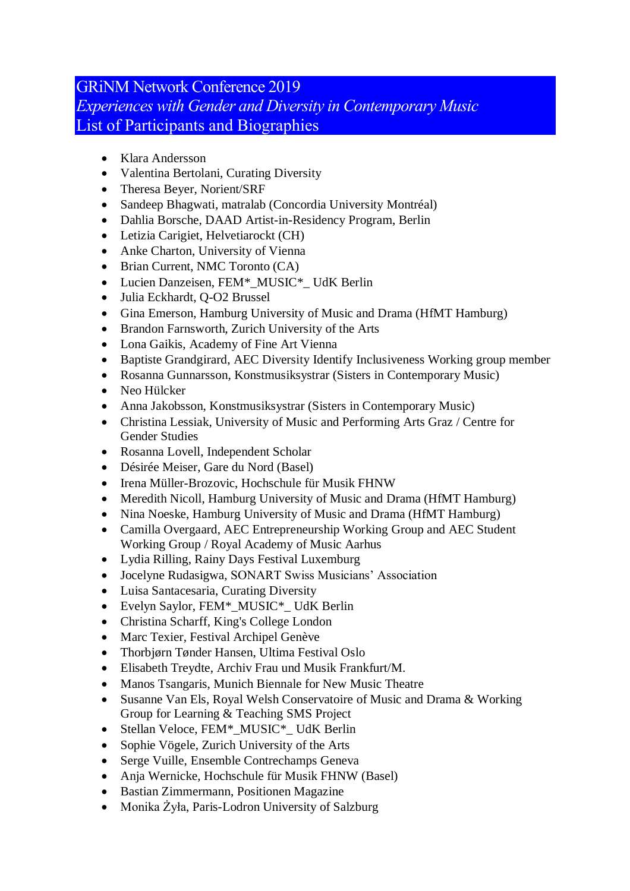# GRiNM Network Conference 2019

## *Experiences with Gender and Diversity in Contemporary Music*

## List of Participants and Biographies

- Klara Andersson
- Valentina Bertolani, Curating Diversity
- Theresa Beyer, Norient/SRF
- Sandeep Bhagwati, matralab (Concordia University Montréal)
- Dahlia Borsche, DAAD Artist-in-Residency Program, Berlin
- Letizia Carigiet, Helvetiarockt (CH)
- Anke Charton, University of Vienna
- Brian Current, NMC Toronto (CA)
- Lucien Danzeisen, FEM*_MUSIC*_ UdK Berlin
- Julia Eckhardt, Q-O2 Brussel
- Gina Emerson, Hamburg University of Music and Drama (HfMT Hamburg)
- Brandon Farnsworth, Zurich University of the Arts
- Lona Gaikis, Academy of Fine Art Vienna
- Baptiste Grandgirard, AEC Diversity Identify Inclusiveness Working group member
- Rosanna Gunnarsson, Konstmusiksystrar (Sisters in Contemporary Music)
- Neo Hülcker
- Anna Jakobsson, Konstmusiksystrar (Sisters in Contemporary Music)
- Christina Lessiak, University of Music and Performing Arts Graz / Centre for Gender Studies
- Rosanna Lovell, Independent Scholar
- Désirée Meiser, Gare du Nord (Basel)
- Irena Müller-Brozovic, Hochschule für Musik FHNW
- Meredith Nicoll, Hamburg University of Music and Drama (HfMT Hamburg)
- Nina Noeske, Hamburg University of Music and Drama (HfMT Hamburg)
- Camilla Overgaard, AEC Entrepreneurship Working Group and AEC Student Working Group / Royal Academy of Music Aarhus
- Lydia Rilling, Rainy Days Festival Luxemburg
- Jocelyne Rudasigwa, SONART Swiss Musicians' Association
- Luisa Santacesaria, Curating Diversity
- Evelyn Saylor, FEM*_MUSIC*_ UdK Berlin
- Christina Scharff, King's College London
- Marc Texier, Festival Archipel Genève
- Thorbjørn Tønder Hansen, Ultima Festival Oslo
- Elisabeth Treydte, Archiv Frau und Musik Frankfurt/M.
- Manos Tsangaris, Munich Biennale for New Music Theatre
- Susanne Van Els, Royal Welsh Conservatoire of Music and Drama & Working Group for Learning & Teaching SMS Project
- Stellan Veloce, FEM*_MUSIC*_ UdK Berlin
- Sophie Vögele, Zurich University of the Arts
- Serge Vuille, Ensemble Contrechamps Geneva
- Anja Wernicke, Hochschule für Musik FHNW (Basel)
- Bastian Zimmermann, Positionen Magazine
- Monika Żyła, Paris-Lodron University of Salzburg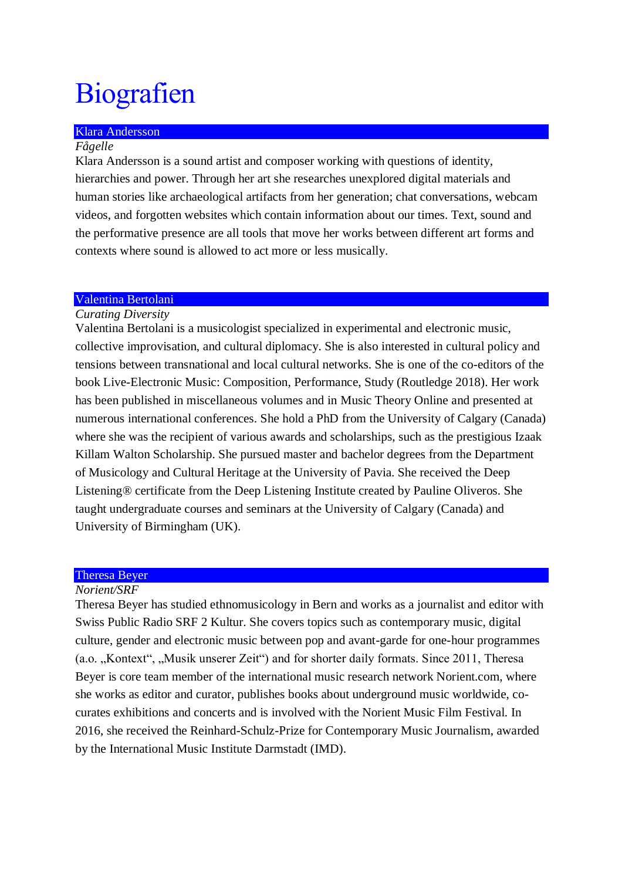# Biografien

## Klara Andersson

*Fågelle*

Klara Andersson is a sound artist and composer working with questions of identity, hierarchies and power. Through her art she researches unexplored digital materials and human stories like archaeological artifacts from her generation; chat conversations, webcam videos, and forgotten websites which contain information about our times. Text, sound and the performative presence are all tools that move her works between different art forms and contexts where sound is allowed to act more or less musically.

## Valentina Bertolani

*Curating Diversity*

Valentina Bertolani is a musicologist specialized in experimental and electronic music, collective improvisation, and cultural diplomacy. She is also interested in cultural policy and tensions between transnational and local cultural networks. She is one of the co-editors of the book Live-Electronic Music: Composition, Performance, Study (Routledge 2018). Her work has been published in miscellaneous volumes and in Music Theory Online and presented at numerous international conferences. She hold a PhD from the University of Calgary (Canada) where she was the recipient of various awards and scholarships, such as the prestigious Izaak Killam Walton Scholarship. She pursued master and bachelor degrees from the Department of Musicology and Cultural Heritage at the University of Pavia. She received the Deep Listening® certificate from the Deep Listening Institute created by Pauline Oliveros. She taught undergraduate courses and seminars at the University of Calgary (Canada) and University of Birmingham (UK).

## Theresa Beyer

*Norient/SRF*

Theresa Beyer has studied ethnomusicology in Bern and works as a journalist and editor with Swiss Public Radio SRF 2 Kultur. She covers topics such as contemporary music, digital culture, gender and electronic music between pop and avant-garde for one-hour programmes (a.o. „Kontext", „Musik unserer Zeit") and for shorter daily formats. Since 2011, Theresa Beyer is core team member of the international music research network Norient.com, where she works as editor and curator, publishes books about underground music worldwide, co-curates exhibitions and concerts and is involved with the Norient Music Film Festival. In 2016, she received the Reinhard-Schulz-Prize for Contemporary Music Journalism, awarded by the International Music Institute Darmstadt (IMD).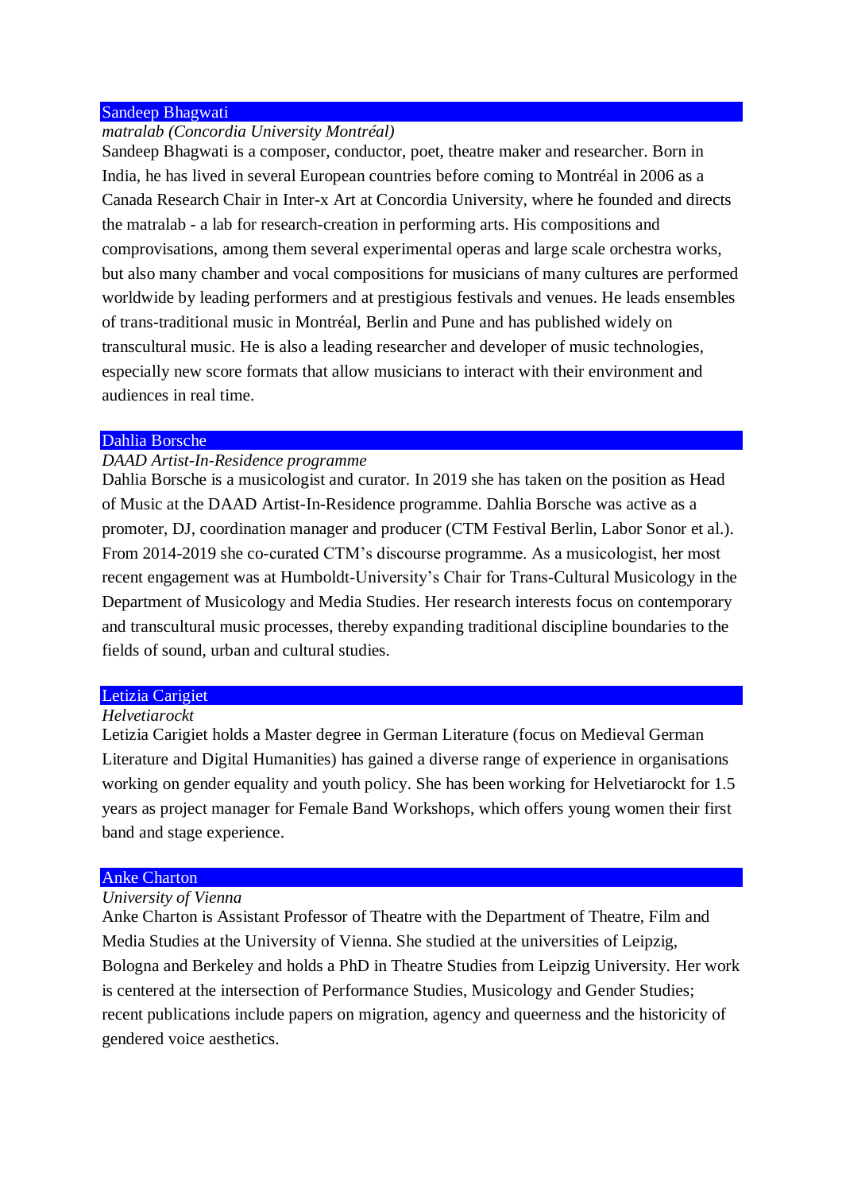## Sandeep Bhagwati

*matralab (Concordia University Montréal)*

Sandeep Bhagwati is a composer, conductor, poet, theatre maker and researcher. Born in India, he has lived in several European countries before coming to Montréal in 2006 as a Canada Research Chair in Inter-x Art at Concordia University, where he founded and directs the matralab - a lab for research-creation in performing arts. His compositions and comprovisations, among them several experimental operas and large scale orchestra works, but also many chamber and vocal compositions for musicians of many cultures are performed worldwide by leading performers and at prestigious festivals and venues. He leads ensembles of trans-traditional music in Montréal, Berlin and Pune and has published widely on transcultural music. He is also a leading researcher and developer of music technologies, especially new score formats that allow musicians to interact with their environment and audiences in real time.

## Dahlia Borsche

*DAAD Artist-In-Residence programme*

Dahlia Borsche is a musicologist and curator. In 2019 she has taken on the position as Head of Music at the DAAD Artist-In-Residence programme. Dahlia Borsche was active as a promoter, DJ, coordination manager and producer (CTM Festival Berlin, Labor Sonor et al.). From 2014-2019 she co-curated CTM's discourse programme. As a musicologist, her most recent engagement was at Humboldt-University's Chair for Trans-Cultural Musicology in the Department of Musicology and Media Studies. Her research interests focus on contemporary and transcultural music processes, thereby expanding traditional discipline boundaries to the fields of sound, urban and cultural studies.

## Letizia Carigiet

*Helvetiarockt*

Letizia Carigiet holds a Master degree in German Literature (focus on Medieval German Literature and Digital Humanities) has gained a diverse range of experience in organisations working on gender equality and youth policy. She has been working for Helvetiarockt for 1.5 years as project manager for Female Band Workshops, which offers young women their first band and stage experience.

## Anke Charton

*University of Vienna*

Anke Charton is Assistant Professor of Theatre with the Department of Theatre, Film and Media Studies at the University of Vienna. She studied at the universities of Leipzig, Bologna and Berkeley and holds a PhD in Theatre Studies from Leipzig University. Her work is centered at the intersection of Performance Studies, Musicology and Gender Studies; recent publications include papers on migration, agency and queerness and the historicity of gendered voice aesthetics.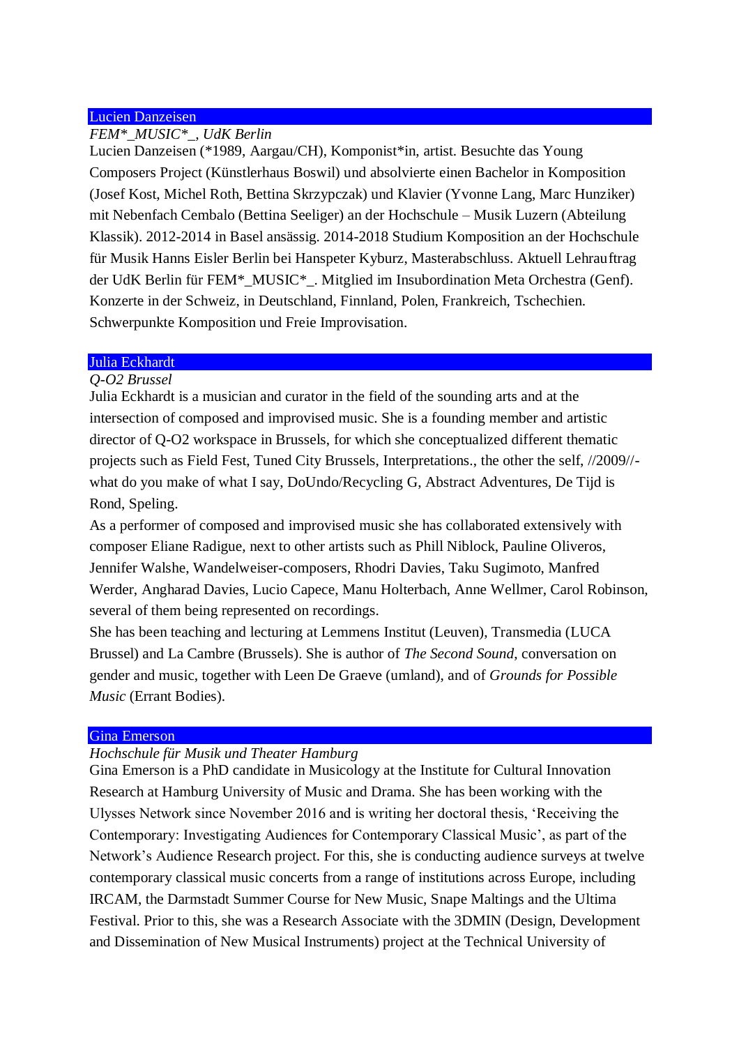## Lucien Danzeisen

*FEM*_MUSIC*_, UdK Berlin*

Lucien Danzeisen (*1989, Aargau/CH), Komponist*in, artist. Besuchte das Young Composers Project (Künstlerhaus Boswil) und absolvierte einen Bachelor in Komposition (Josef Kost, Michel Roth, Bettina Skrzypczak) und Klavier (Yvonne Lang, Marc Hunziker) mit Nebenfach Cembalo (Bettina Seeliger) an der Hochschule – Musik Luzern (Abteilung Klassik). 2012-2014 in Basel ansässig. 2014-2018 Studium Komposition an der Hochschule für Musik Hanns Eisler Berlin bei Hanspeter Kyburz, Masterabschluss. Aktuell Lehrauftrag der UdK Berlin für FEM*_MUSIC*_. Mitglied im Insubordination Meta Orchestra (Genf). Konzerte in der Schweiz, in Deutschland, Finnland, Polen, Frankreich, Tschechien. Schwerpunkte Komposition und Freie Improvisation.

## Julia Eckhardt

*Q-O2 Brussel*

Julia Eckhardt is a musician and curator in the field of the sounding arts and at the intersection of composed and improvised music. She is a founding member and artistic director of Q-O2 workspace in Brussels, for which she conceptualized different thematic projects such as Field Fest, Tuned City Brussels, Interpretations., the other the self, //2009//- what do you make of what I say, DoUndo/Recycling G, Abstract Adventures, De Tijd is Rond, Speling.

As a performer of composed and improvised music she has collaborated extensively with composer Eliane Radigue, next to other artists such as Phill Niblock, Pauline Oliveros, Jennifer Walshe, Wandelweiser-composers, Rhodri Davies, Taku Sugimoto, Manfred Werder, Angharad Davies, Lucio Capece, Manu Holterbach, Anne Wellmer, Carol Robinson, several of them being represented on recordings.

She has been teaching and lecturing at Lemmens Institut (Leuven), Transmedia (LUCA Brussel) and La Cambre (Brussels). She is author of *The Second Sound*, conversation on gender and music, together with Leen De Graeve (umland), and of *Grounds for Possible Music* (Errant Bodies).

## Gina Emerson

*Hochschule für Musik und Theater Hamburg*

Gina Emerson is a PhD candidate in Musicology at the Institute for Cultural Innovation Research at Hamburg University of Music and Drama. She has been working with the Ulysses Network since November 2016 and is writing her doctoral thesis, 'Receiving the Contemporary: Investigating Audiences for Contemporary Classical Music', as part of the Network's Audience Research project. For this, she is conducting audience surveys at twelve contemporary classical music concerts from a range of institutions across Europe, including IRCAM, the Darmstadt Summer Course for New Music, Snape Maltings and the Ultima Festival. Prior to this, she was a Research Associate with the 3DMIN (Design, Development and Dissemination of New Musical Instruments) project at the Technical University of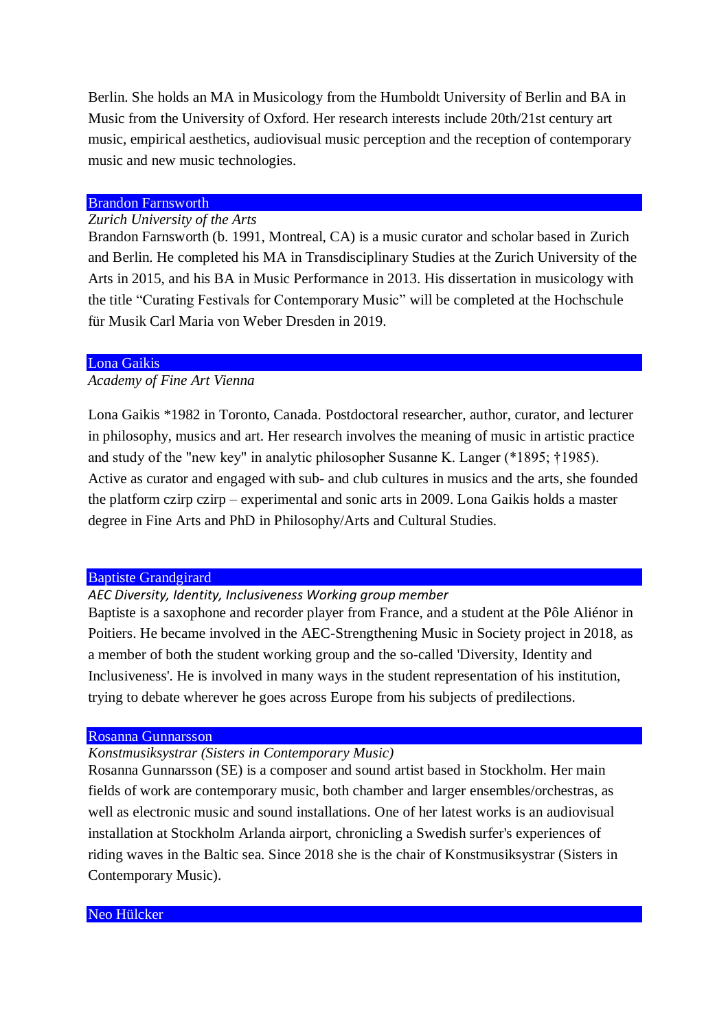Berlin. She holds an MA in Musicology from the Humboldt University of Berlin and BA in Music from the University of Oxford. Her research interests include 20th/21st century art music, empirical aesthetics, audiovisual music perception and the reception of contemporary music and new music technologies.

## Brandon Farnsworth

*Zurich University of the Arts*

Brandon Farnsworth (b. 1991, Montreal, CA) is a music curator and scholar based in Zurich and Berlin. He completed his MA in Transdisciplinary Studies at the Zurich University of the Arts in 2015, and his BA in Music Performance in 2013. His dissertation in musicology with the title "Curating Festivals for Contemporary Music" will be completed at the Hochschule für Musik Carl Maria von Weber Dresden in 2019.

## Lona Gaikis

*Academy of Fine Art Vienna*

Lona Gaikis *1982 in Toronto, Canada. Postdoctoral researcher, author, curator, and lecturer in philosophy, musics and art. Her research involves the meaning of music in artistic practice and study of the "new key" in analytic philosopher Susanne K. Langer (*1895; †1985). Active as curator and engaged with sub- and club cultures in musics and the arts, she founded the platform czirp czirp – experimental and sonic arts in 2009. Lona Gaikis holds a master degree in Fine Arts and PhD in Philosophy/Arts and Cultural Studies.

## Baptiste Grandgirard

*AEC Diversity, Identity, Inclusiveness Working group member*

Baptiste is a saxophone and recorder player from France, and a student at the Pôle Aliénor in Poitiers. He became involved in the AEC-Strengthening Music in Society project in 2018, as a member of both the student working group and the so-called 'Diversity, Identity and Inclusiveness'. He is involved in many ways in the student representation of his institution, trying to debate wherever he goes across Europe from his subjects of predilections.

## Rosanna Gunnarsson

*Konstmusiksystrar (Sisters in Contemporary Music)*

Rosanna Gunnarsson (SE) is a composer and sound artist based in Stockholm. Her main fields of work are contemporary music, both chamber and larger ensembles/orchestras, as well as electronic music and sound installations. One of her latest works is an audiovisual installation at Stockholm Arlanda airport, chronicling a Swedish surfer's experiences of riding waves in the Baltic sea. Since 2018 she is the chair of Konstmusiksystrar (Sisters in Contemporary Music).

## Neo Hülcker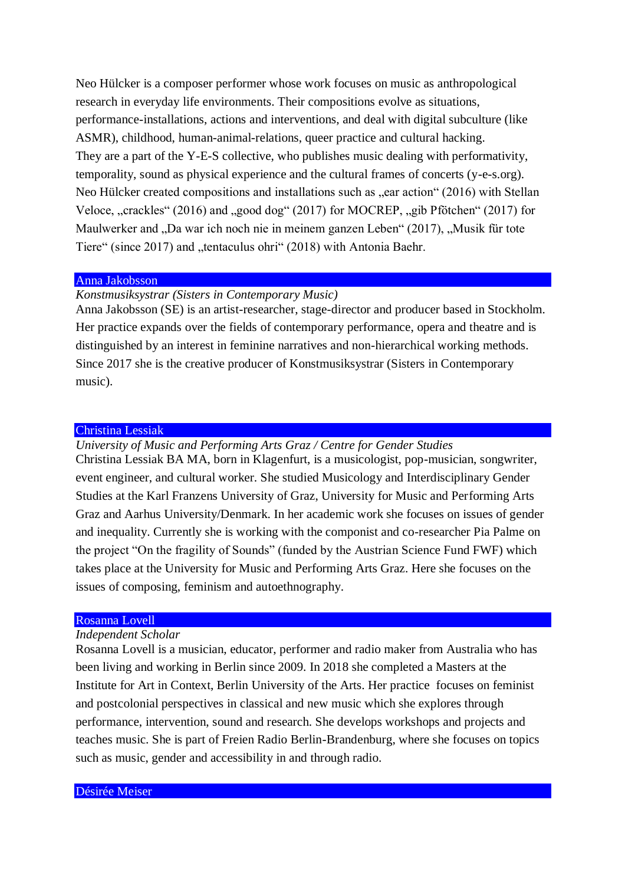Neo Hülcker is a composer performer whose work focuses on music as anthropological research in everyday life environments. Their compositions evolve as situations, performance-installations, actions and interventions, and deal with digital subculture (like ASMR), childhood, human-animal-relations, queer practice and cultural hacking.
They are a part of the Y-E-S collective, who publishes music dealing with performativity, temporality, sound as physical experience and the cultural frames of concerts (y-e-s.org).
Neo Hülcker created compositions and installations such as „ear action“ (2016) with Stellan Veloce, „crackles“ (2016) and „good dog“ (2017) for MOCREP, „gib Pfötchen“ (2017) for Maulwerker and „Da war ich noch nie in meinem ganzen Leben“ (2017), „Musik für tote Tiere“ (since 2017) and „tentaculus ohri“ (2018) with Antonia Baehr.

## Anna Jakobsson

*Konstmusiksystrar (Sisters in Contemporary Music)*
Anna Jakobsson (SE) is an artist-researcher, stage-director and producer based in Stockholm. Her practice expands over the fields of contemporary performance, opera and theatre and is distinguished by an interest in feminine narratives and non-hierarchical working methods. Since 2017 she is the creative producer of Konstmusiksystrar (Sisters in Contemporary music).

## Christina Lessiak

*University of Music and Performing Arts Graz / Centre for Gender Studies*
Christina Lessiak BA MA, born in Klagenfurt, is a musicologist, pop-musician, songwriter, event engineer, and cultural worker. She studied Musicology and Interdisciplinary Gender Studies at the Karl Franzens University of Graz, University for Music and Performing Arts Graz and Aarhus University/Denmark. In her academic work she focuses on issues of gender and inequality. Currently she is working with the componist and co-researcher Pia Palme on the project “On the fragility of Sounds” (funded by the Austrian Science Fund FWF) which takes place at the University for Music and Performing Arts Graz. Here she focuses on the issues of composing, feminism and autoethnography.

## Rosanna Lovell

*Independent Scholar*
Rosanna Lovell is a musician, educator, performer and radio maker from Australia who has been living and working in Berlin since 2009. In 2018 she completed a Masters at the Institute for Art in Context, Berlin University of the Arts. Her practice focuses on feminist and postcolonial perspectives in classical and new music which she explores through performance, intervention, sound and research. She develops workshops and projects and teaches music. She is part of Freien Radio Berlin-Brandenburg, where she focuses on topics such as music, gender and accessibility in and through radio.

## Désirée Meiser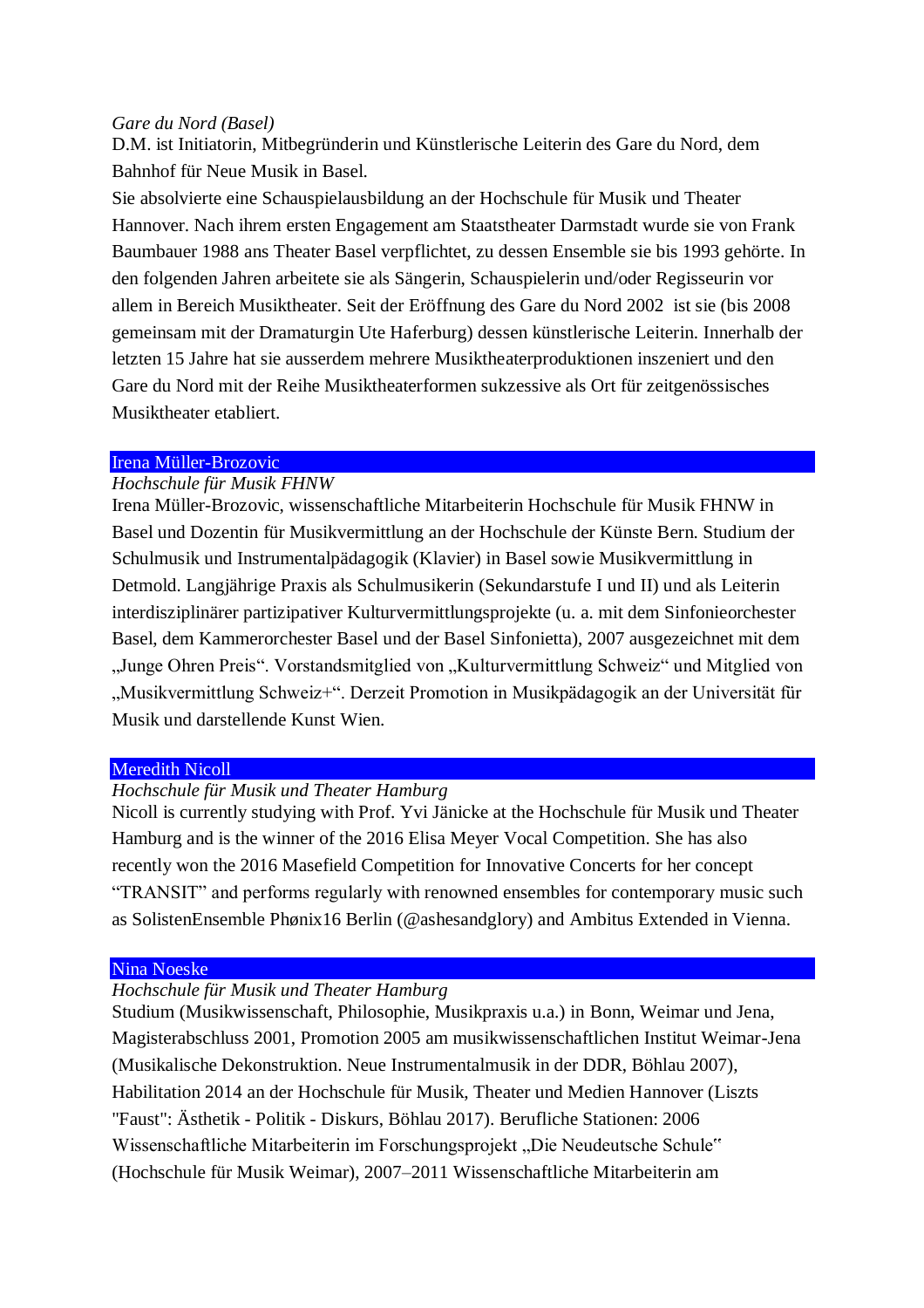*Gare du Nord (Basel)*

D.M. ist Initiatorin, Mitbegründerin und Künstlerische Leiterin des Gare du Nord, dem Bahnhof für Neue Musik in Basel.

Sie absolvierte eine Schauspielausbildung an der Hochschule für Musik und Theater Hannover. Nach ihrem ersten Engagement am Staatstheater Darmstadt wurde sie von Frank Baumbauer 1988 ans Theater Basel verpflichtet, zu dessen Ensemble sie bis 1993 gehörte. In den folgenden Jahren arbeitete sie als Sängerin, Schauspielerin und/oder Regisseurin vor allem in Bereich Musiktheater. Seit der Eröffnung des Gare du Nord 2002 ist sie (bis 2008 gemeinsam mit der Dramaturgin Ute Haferburg) dessen künstlerische Leiterin. Innerhalb der letzten 15 Jahre hat sie ausserdem mehrere Musiktheaterproduktionen inszeniert und den Gare du Nord mit der Reihe Musiktheaterformen sukzessive als Ort für zeitgenössisches Musiktheater etabliert.

## Irena Müller-Brozovic

*Hochschule für Musik FHNW*

Irena Müller-Brozovic, wissenschaftliche Mitarbeiterin Hochschule für Musik FHNW in Basel und Dozentin für Musikvermittlung an der Hochschule der Künste Bern. Studium der Schulmusik und Instrumentalpädagogik (Klavier) in Basel sowie Musikvermittlung in Detmold. Langjährige Praxis als Schulmusikerin (Sekundarstufe I und II) und als Leiterin interdisziplinärer partizipativer Kulturvermittlungsprojekte (u. a. mit dem Sinfonieorchester Basel, dem Kammerorchester Basel und der Basel Sinfonietta), 2007 ausgezeichnet mit dem „Junge Ohren Preis“. Vorstandsmitglied von „Kulturvermittlung Schweiz“ und Mitglied von „Musikvermittlung Schweiz+“. Derzeit Promotion in Musikpädagogik an der Universität für Musik und darstellende Kunst Wien.

## Meredith Nicoll

*Hochschule für Musik und Theater Hamburg*

Nicoll is currently studying with Prof. Yvi Jänicke at the Hochschule für Musik und Theater Hamburg and is the winner of the 2016 Elisa Meyer Vocal Competition. She has also recently won the 2016 Masefield Competition for Innovative Concerts for her concept “TRANSIT” and performs regularly with renowned ensembles for contemporary music such as SolistenEnsemble Phønix16 Berlin (@ashesandglory) and Ambitus Extended in Vienna.

## Nina Noeske

*Hochschule für Musik und Theater Hamburg*

Studium (Musikwissenschaft, Philosophie, Musikpraxis u.a.) in Bonn, Weimar und Jena, Magisterabschluss 2001, Promotion 2005 am musikwissenschaftlichen Institut Weimar-Jena (Musikalische Dekonstruktion. Neue Instrumentalmusik in der DDR, Böhlau 2007), Habilitation 2014 an der Hochschule für Musik, Theater und Medien Hannover (Liszts "Faust": Ästhetik - Politik - Diskurs, Böhlau 2017). Berufliche Stationen: 2006 Wissenschaftliche Mitarbeiterin im Forschungsprojekt „Die Neudeutsche Schule“ (Hochschule für Musik Weimar), 2007–2011 Wissenschaftliche Mitarbeiterin am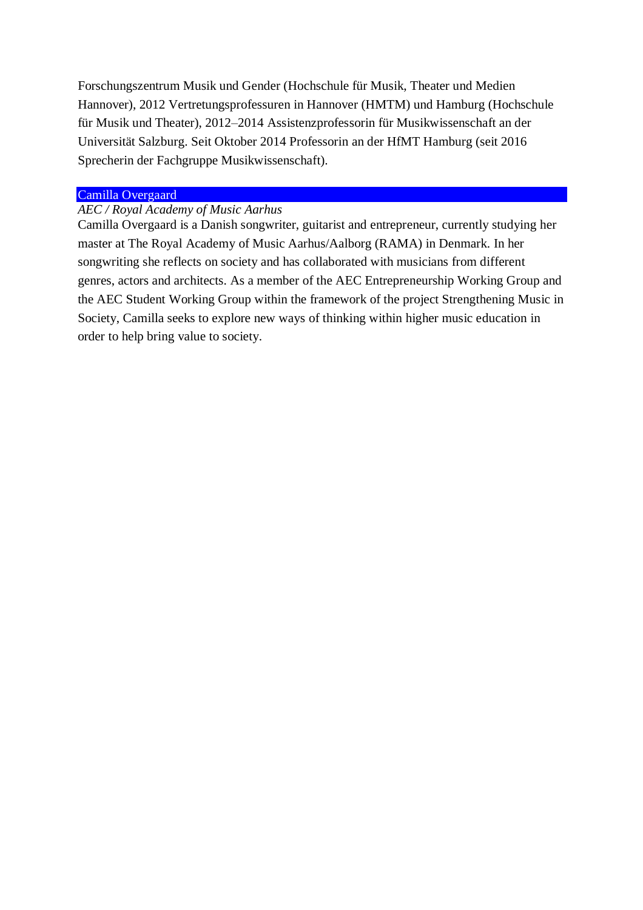Forschungszentrum Musik und Gender (Hochschule für Musik, Theater und Medien Hannover), 2012 Vertretungsprofessuren in Hannover (HMTM) und Hamburg (Hochschule für Musik und Theater), 2012–2014 Assistenzprofessorin für Musikwissenschaft an der Universität Salzburg. Seit Oktober 2014 Professorin an der HfMT Hamburg (seit 2016 Sprecherin der Fachgruppe Musikwissenschaft).

## Camilla Overgaard

*AEC / Royal Academy of Music Aarhus*

Camilla Overgaard is a Danish songwriter, guitarist and entrepreneur, currently studying her master at The Royal Academy of Music Aarhus/Aalborg (RAMA) in Denmark. In her songwriting she reflects on society and has collaborated with musicians from different genres, actors and architects. As a member of the AEC Entrepreneurship Working Group and the AEC Student Working Group within the framework of the project Strengthening Music in Society, Camilla seeks to explore new ways of thinking within higher music education in order to help bring value to society.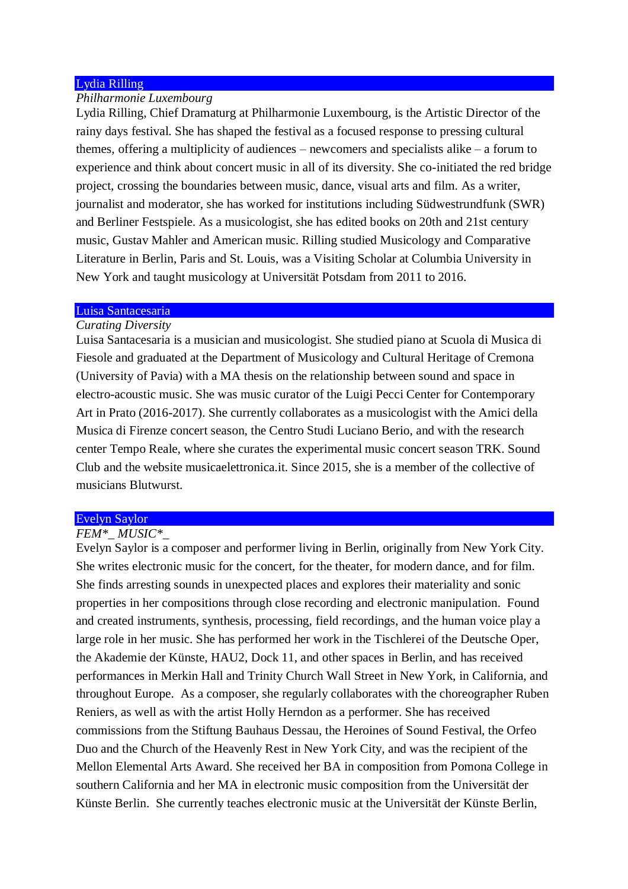## Lydia Rilling

*Philharmonie Luxembourg*

Lydia Rilling, Chief Dramaturg at Philharmonie Luxembourg, is the Artistic Director of the rainy days festival. She has shaped the festival as a focused response to pressing cultural themes, offering a multiplicity of audiences – newcomers and specialists alike – a forum to experience and think about concert music in all of its diversity. She co-initiated the red bridge project, crossing the boundaries between music, dance, visual arts and film. As a writer, journalist and moderator, she has worked for institutions including Südwestrundfunk (SWR) and Berliner Festspiele. As a musicologist, she has edited books on 20th and 21st century music, Gustav Mahler and American music. Rilling studied Musicology and Comparative Literature in Berlin, Paris and St. Louis, was a Visiting Scholar at Columbia University in New York and taught musicology at Universität Potsdam from 2011 to 2016.

## Luisa Santacesaria

*Curating Diversity*

Luisa Santacesaria is a musician and musicologist. She studied piano at Scuola di Musica di Fiesole and graduated at the Department of Musicology and Cultural Heritage of Cremona (University of Pavia) with a MA thesis on the relationship between sound and space in electro-acoustic music. She was music curator of the Luigi Pecci Center for Contemporary Art in Prato (2016-2017). She currently collaborates as a musicologist with the Amici della Musica di Firenze concert season, the Centro Studi Luciano Berio, and with the research center Tempo Reale, where she curates the experimental music concert season TRK. Sound Club and the website musicaelettronica.it. Since 2015, she is a member of the collective of musicians Blutwurst.

## Evelyn Saylor

*FEM*_ MUSIC*_*

Evelyn Saylor is a composer and performer living in Berlin, originally from New York City. She writes electronic music for the concert, for the theater, for modern dance, and for film. She finds arresting sounds in unexpected places and explores their materiality and sonic properties in her compositions through close recording and electronic manipulation. Found and created instruments, synthesis, processing, field recordings, and the human voice play a large role in her music. She has performed her work in the Tischlerei of the Deutsche Oper, the Akademie der Künste, HAU2, Dock 11, and other spaces in Berlin, and has received performances in Merkin Hall and Trinity Church Wall Street in New York, in California, and throughout Europe. As a composer, she regularly collaborates with the choreographer Ruben Reniers, as well as with the artist Holly Herndon as a performer. She has received commissions from the Stiftung Bauhaus Dessau, the Heroines of Sound Festival, the Orfeo Duo and the Church of the Heavenly Rest in New York City, and was the recipient of the Mellon Elemental Arts Award. She received her BA in composition from Pomona College in southern California and her MA in electronic music composition from the Universität der Künste Berlin. She currently teaches electronic music at the Universität der Künste Berlin,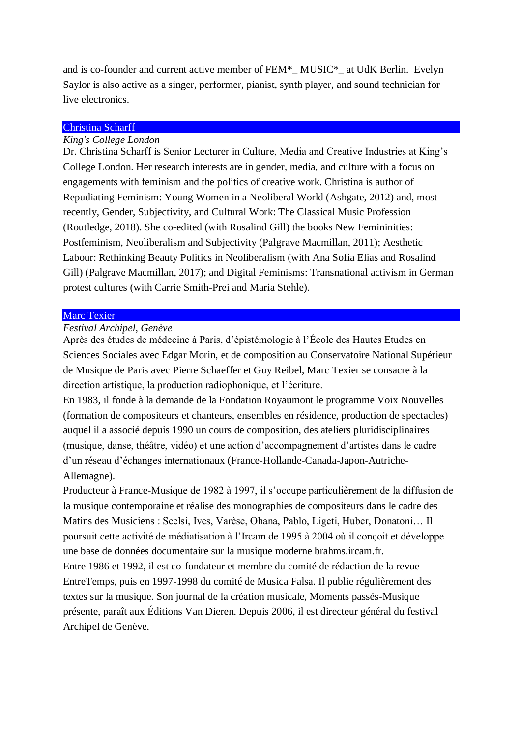and is co-founder and current active member of FEM*_ MUSIC*_ at UdK Berlin.  Evelyn Saylor is also active as a singer, performer, pianist, synth player, and sound technician for live electronics.

## Christina Scharff

*King's College London*

Dr. Christina Scharff is Senior Lecturer in Culture, Media and Creative Industries at King's College London. Her research interests are in gender, media, and culture with a focus on engagements with feminism and the politics of creative work. Christina is author of Repudiating Feminism: Young Women in a Neoliberal World (Ashgate, 2012) and, most recently, Gender, Subjectivity, and Cultural Work: The Classical Music Profession (Routledge, 2018). She co-edited (with Rosalind Gill) the books New Femininities: Postfeminism, Neoliberalism and Subjectivity (Palgrave Macmillan, 2011); Aesthetic Labour: Rethinking Beauty Politics in Neoliberalism (with Ana Sofia Elias and Rosalind Gill) (Palgrave Macmillan, 2017); and Digital Feminisms: Transnational activism in German protest cultures (with Carrie Smith-Prei and Maria Stehle).

## Marc Texier

*Festival Archipel, Genève*

Après des études de médecine à Paris, d'épistémologie à l'École des Hautes Etudes en Sciences Sociales avec Edgar Morin, et de composition au Conservatoire National Supérieur de Musique de Paris avec Pierre Schaeffer et Guy Reibel, Marc Texier se consacre à la direction artistique, la production radiophonique, et l'écriture.

En 1983, il fonde à la demande de la Fondation Royaumont le programme Voix Nouvelles (formation de compositeurs et chanteurs, ensembles en résidence, production de spectacles) auquel il a associé depuis 1990 un cours de composition, des ateliers pluridisciplinaires (musique, danse, théâtre, vidéo) et une action d'accompagnement d'artistes dans le cadre d'un réseau d'échanges internationaux (France-Hollande-Canada-Japon-Autriche-Allemagne).

Producteur à France-Musique de 1982 à 1997, il s'occupe particulièrement de la diffusion de la musique contemporaine et réalise des monographies de compositeurs dans le cadre des Matins des Musiciens : Scelsi, Ives, Varèse, Ohana, Pablo, Ligeti, Huber, Donatoni… Il poursuit cette activité de médiatisation à l'Ircam de 1995 à 2004 où il conçoit et développe une base de données documentaire sur la musique moderne brahms.ircam.fr.

Entre 1986 et 1992, il est co-fondateur et membre du comité de rédaction de la revue EntreTemps, puis en 1997-1998 du comité de Musica Falsa. Il publie régulièrement des textes sur la musique. Son journal de la création musicale, Moments passés-Musique présente, paraît aux Éditions Van Dieren. Depuis 2006, il est directeur général du festival Archipel de Genève.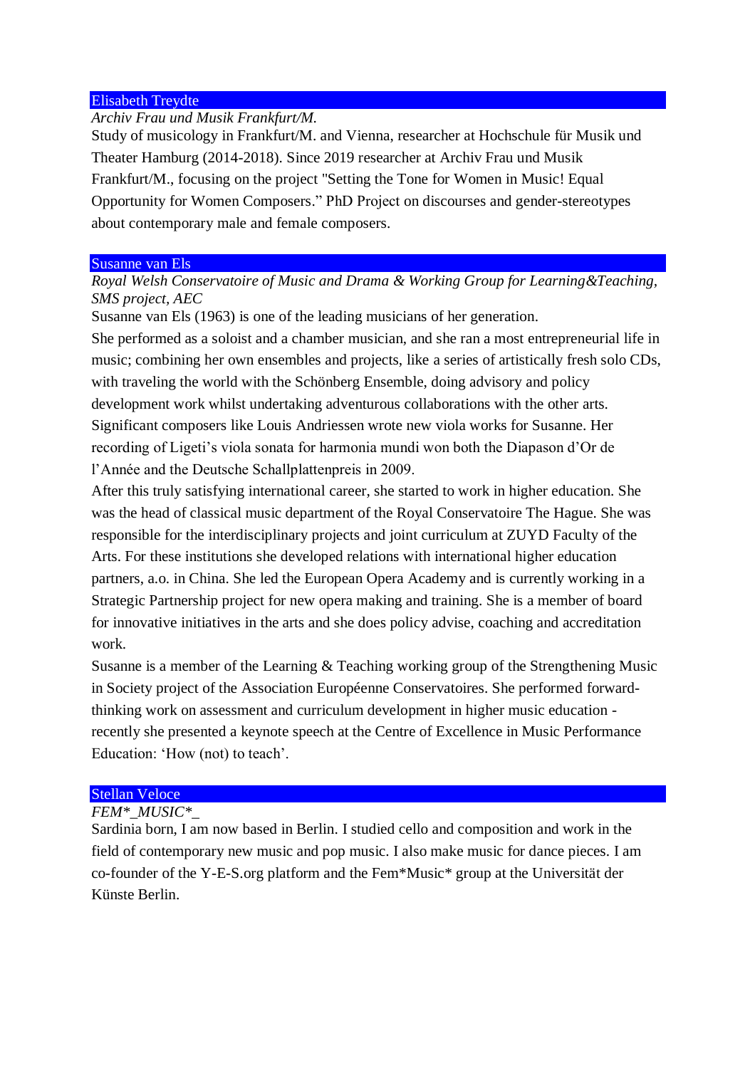## Elisabeth Treydte

*Archiv Frau und Musik Frankfurt/M.*

Study of musicology in Frankfurt/M. and Vienna, researcher at Hochschule für Musik und Theater Hamburg (2014-2018). Since 2019 researcher at Archiv Frau und Musik Frankfurt/M., focusing on the project "Setting the Tone for Women in Music! Equal Opportunity for Women Composers." PhD Project on discourses and gender-stereotypes about contemporary male and female composers.

## Susanne van Els

*Royal Welsh Conservatoire of Music and Drama & Working Group for Learning&Teaching, SMS project, AEC*

Susanne van Els (1963) is one of the leading musicians of her generation.

She performed as a soloist and a chamber musician, and she ran a most entrepreneurial life in music; combining her own ensembles and projects, like a series of artistically fresh solo CDs, with traveling the world with the Schönberg Ensemble, doing advisory and policy development work whilst undertaking adventurous collaborations with the other arts. Significant composers like Louis Andriessen wrote new viola works for Susanne. Her recording of Ligeti's viola sonata for harmonia mundi won both the Diapason d'Or de l'Année and the Deutsche Schallplattenpreis in 2009.

After this truly satisfying international career, she started to work in higher education. She was the head of classical music department of the Royal Conservatoire The Hague. She was responsible for the interdisciplinary projects and joint curriculum at ZUYD Faculty of the Arts. For these institutions she developed relations with international higher education partners, a.o. in China. She led the European Opera Academy and is currently working in a Strategic Partnership project for new opera making and training. She is a member of board for innovative initiatives in the arts and she does policy advise, coaching and accreditation work.

Susanne is a member of the Learning & Teaching working group of the Strengthening Music in Society project of the Association Européenne Conservatoires. She performed forward-thinking work on assessment and curriculum development in higher music education - recently she presented a keynote speech at the Centre of Excellence in Music Performance Education: 'How (not) to teach'.

## Stellan Veloce

*FEM*_MUSIC*_*

Sardinia born, I am now based in Berlin. I studied cello and composition and work in the field of contemporary new music and pop music. I also make music for dance pieces. I am co-founder of the Y-E-S.org platform and the Fem*Music* group at the Universität der Künste Berlin.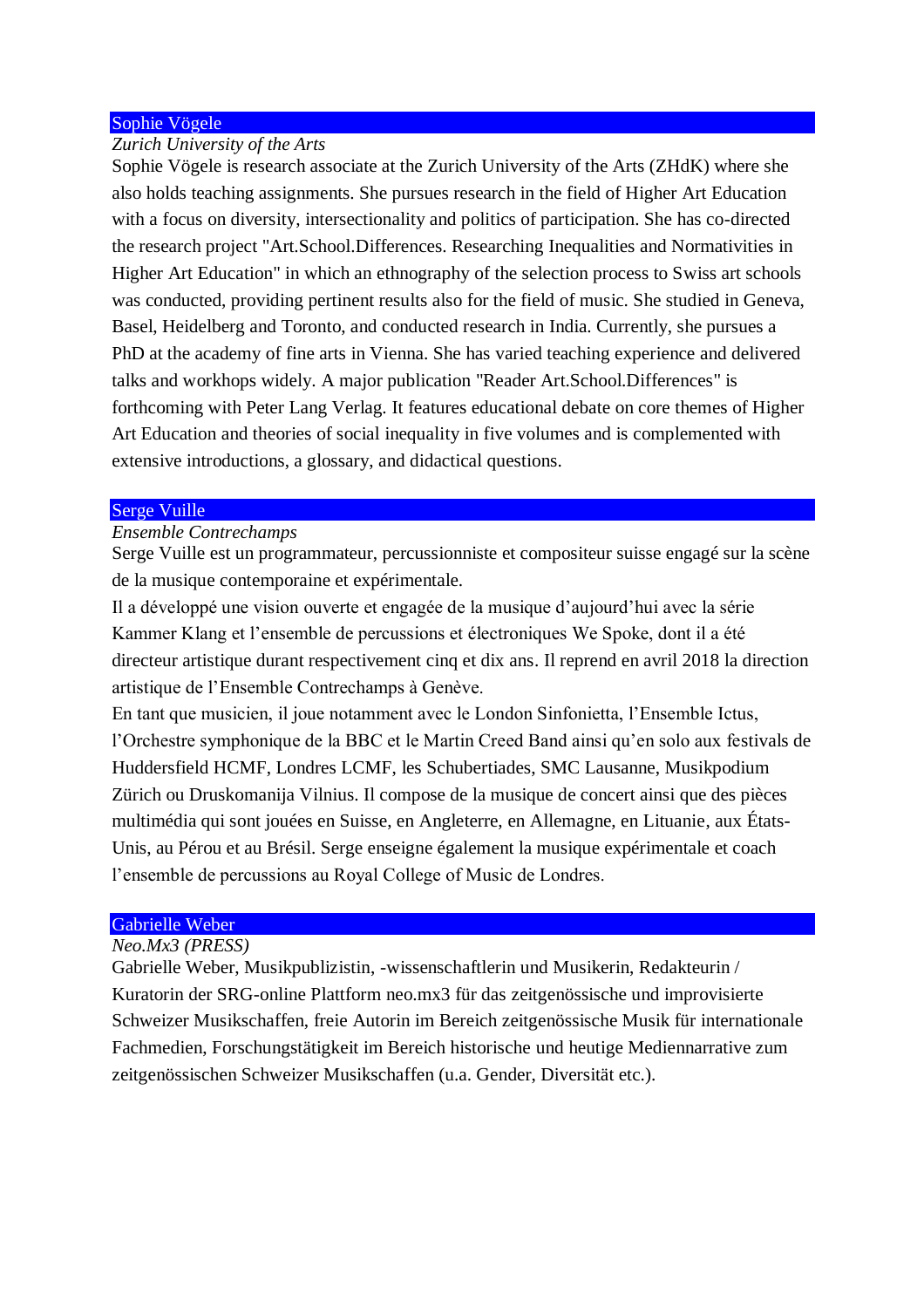## Sophie Vögele

*Zurich University of the Arts*

Sophie Vögele is research associate at the Zurich University of the Arts (ZHdK) where she also holds teaching assignments. She pursues research in the field of Higher Art Education with a focus on diversity, intersectionality and politics of participation. She has co-directed the research project "Art.School.Differences. Researching Inequalities and Normativities in Higher Art Education" in which an ethnography of the selection process to Swiss art schools was conducted, providing pertinent results also for the field of music. She studied in Geneva, Basel, Heidelberg and Toronto, and conducted research in India. Currently, she pursues a PhD at the academy of fine arts in Vienna. She has varied teaching experience and delivered talks and workhops widely. A major publication "Reader Art.School.Differences" is forthcoming with Peter Lang Verlag. It features educational debate on core themes of Higher Art Education and theories of social inequality in five volumes and is complemented with extensive introductions, a glossary, and didactical questions.

## Serge Vuille

*Ensemble Contrechamps*

Serge Vuille est un programmateur, percussionniste et compositeur suisse engagé sur la scène de la musique contemporaine et expérimentale.

Il a développé une vision ouverte et engagée de la musique d'aujourd'hui avec la série Kammer Klang et l'ensemble de percussions et électroniques We Spoke, dont il a été directeur artistique durant respectivement cinq et dix ans. Il reprend en avril 2018 la direction artistique de l'Ensemble Contrechamps à Genève.

En tant que musicien, il joue notamment avec le London Sinfonietta, l'Ensemble Ictus, l'Orchestre symphonique de la BBC et le Martin Creed Band ainsi qu'en solo aux festivals de Huddersfield HCMF, Londres LCMF, les Schubertiades, SMC Lausanne, Musikpodium Zürich ou Druskomanija Vilnius. Il compose de la musique de concert ainsi que des pièces multimédia qui sont jouées en Suisse, en Angleterre, en Allemagne, en Lituanie, aux États-Unis, au Pérou et au Brésil. Serge enseigne également la musique expérimentale et coach l'ensemble de percussions au Royal College of Music de Londres.

## Gabrielle Weber

*Neo.Mx3 (PRESS)*

Gabrielle Weber, Musikpublizistin, -wissenschaftlerin und Musikerin, Redakteurin / Kuratorin der SRG-online Plattform neo.mx3 für das zeitgenössische und improvisierte Schweizer Musikschaffen, freie Autorin im Bereich zeitgenössische Musik für internationale Fachmedien, Forschungstätigkeit im Bereich historische und heutige Mediennarrative zum zeitgenössischen Schweizer Musikschaffen (u.a. Gender, Diversität etc.).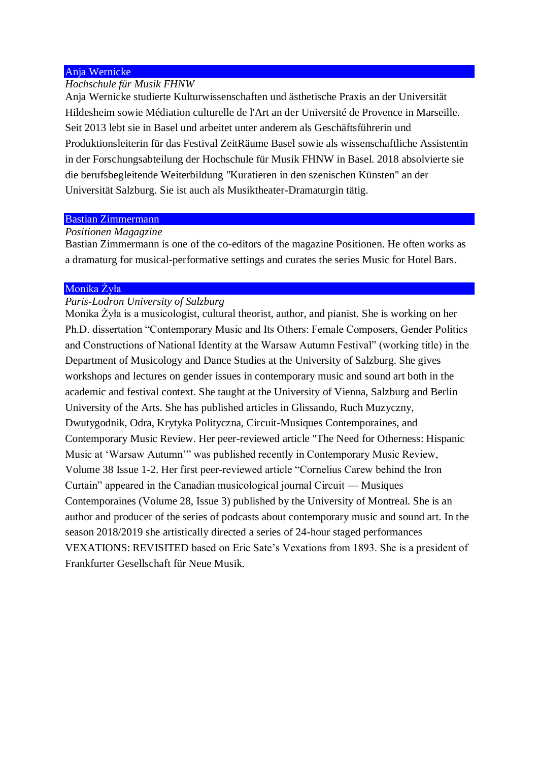## Anja Wernicke

*Hochschule für Musik FHNW*

Anja Wernicke studierte Kulturwissenschaften und ästhetische Praxis an der Universität Hildesheim sowie Médiation culturelle de l'Art an der Université de Provence in Marseille. Seit 2013 lebt sie in Basel und arbeitet unter anderem als Geschäftsführerin und Produktionsleiterin für das Festival ZeitRäume Basel sowie als wissenschaftliche Assistentin in der Forschungsabteilung der Hochschule für Musik FHNW in Basel. 2018 absolvierte sie die berufsbegleitende Weiterbildung "Kuratieren in den szenischen Künsten" an der Universität Salzburg. Sie ist auch als Musiktheater-Dramaturgin tätig.

## Bastian Zimmermann

*Positionen Magagzine*

Bastian Zimmermann is one of the co-editors of the magazine Positionen. He often works as a dramaturg for musical-performative settings and curates the series Music for Hotel Bars.

## Monika Żyła

*Paris-Lodron University of Salzburg*

Monika Żyła is a musicologist, cultural theorist, author, and pianist. She is working on her Ph.D. dissertation "Contemporary Music and Its Others: Female Composers, Gender Politics and Constructions of National Identity at the Warsaw Autumn Festival" (working title) in the Department of Musicology and Dance Studies at the University of Salzburg. She gives workshops and lectures on gender issues in contemporary music and sound art both in the academic and festival context. She taught at the University of Vienna, Salzburg and Berlin University of the Arts. She has published articles in Glissando, Ruch Muzyczny, Dwutygodnik, Odra, Krytyka Polityczna, Circuit-Musiques Contemporaines, and Contemporary Music Review. Her peer-reviewed article "The Need for Otherness: Hispanic Music at 'Warsaw Autumn'" was published recently in Contemporary Music Review, Volume 38 Issue 1-2. Her first peer-reviewed article "Cornelius Carew behind the Iron Curtain" appeared in the Canadian musicological journal Circuit — Musiques Contemporaines (Volume 28, Issue 3) published by the University of Montreal. She is an author and producer of the series of podcasts about contemporary music and sound art. In the season 2018/2019 she artistically directed a series of 24-hour staged performances VEXATIONS: REVISITED based on Eric Sate's Vexations from 1893. She is a president of Frankfurter Gesellschaft für Neue Musik.